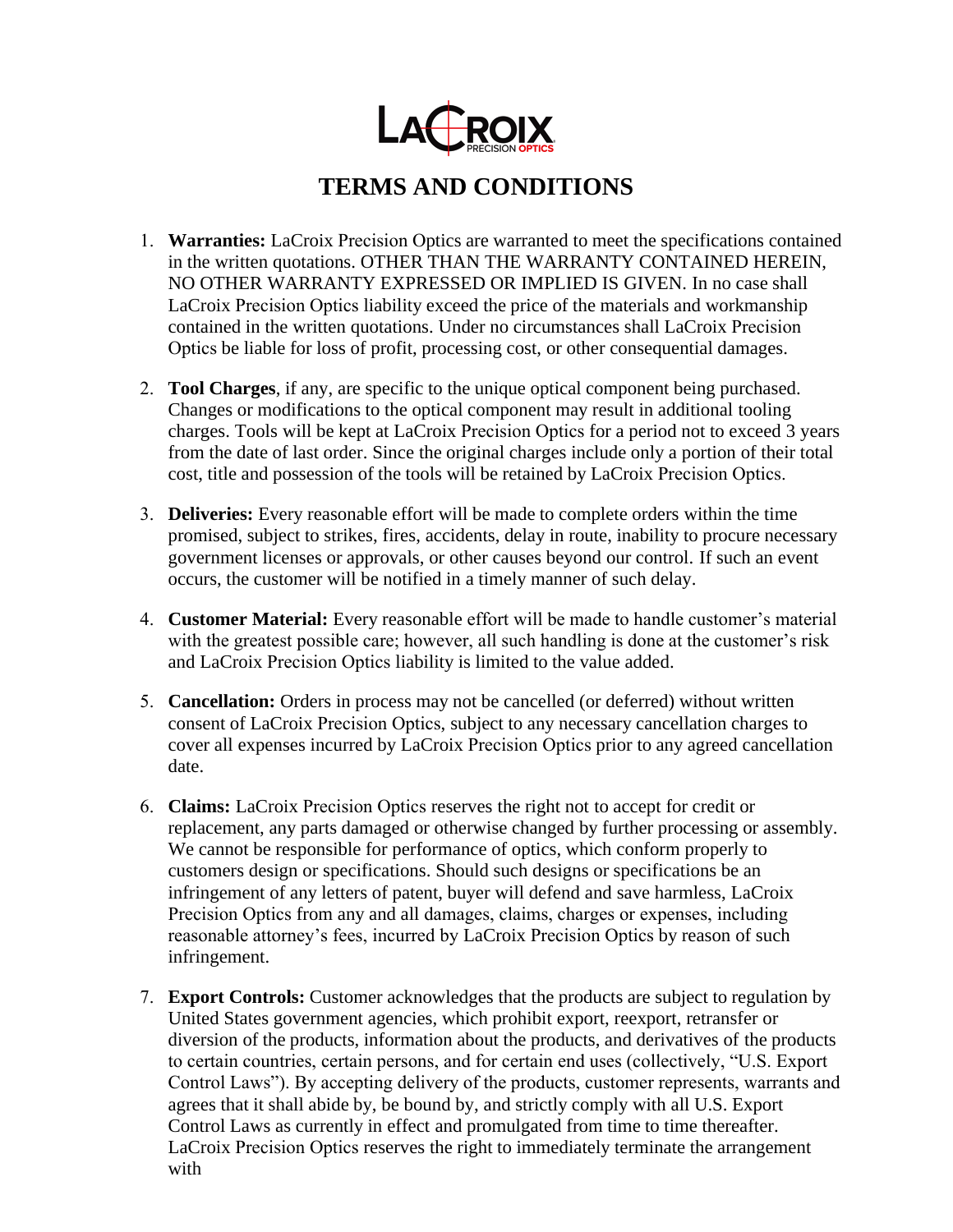LACROIX PRECISION OPTICS

# TERMS AND CONDITIONS

1. **Warranties:** LaCroix Precision Optics are warranted to meet the specifications contained in the written quotations. OTHER THAN THE WARRANTY CONTAINED HEREIN, NO OTHER WARRANTY EXPRESSED OR IMPLIED IS GIVEN. In no case shall LaCroix Precision Optics liability exceed the price of the materials and workmanship contained in the written quotations. Under no circumstances shall LaCroix Precision Optics be liable for loss of profit, processing cost, or other consequential damages.

2. **Tool Charges**, if any, are specific to the unique optical component being purchased. Changes or modifications to the optical component may result in additional tooling charges. Tools will be kept at LaCroix Precision Optics for a period not to exceed 3 years from the date of last order. Since the original charges include only a portion of their total cost, title and possession of the tools will be retained by LaCroix Precision Optics.

3. **Deliveries:** Every reasonable effort will be made to complete orders within the time promised, subject to strikes, fires, accidents, delay in route, inability to procure necessary government licenses or approvals, or other causes beyond our control. If such an event occurs, the customer will be notified in a timely manner of such delay.

4. **Customer Material:** Every reasonable effort will be made to handle customer's material with the greatest possible care; however, all such handling is done at the customer's risk and LaCroix Precision Optics liability is limited to the value added.

5. **Cancellation:** Orders in process may not be cancelled (or deferred) without written consent of LaCroix Precision Optics, subject to any necessary cancellation charges to cover all expenses incurred by LaCroix Precision Optics prior to any agreed cancellation date.

6. **Claims:** LaCroix Precision Optics reserves the right not to accept for credit or replacement, any parts damaged or otherwise changed by further processing or assembly. We cannot be responsible for performance of optics, which conform properly to customers design or specifications. Should such designs or specifications be an infringement of any letters of patent, buyer will defend and save harmless, LaCroix Precision Optics from any and all damages, claims, charges or expenses, including reasonable attorney's fees, incurred by LaCroix Precision Optics by reason of such infringement.

7. **Export Controls:** Customer acknowledges that the products are subject to regulation by United States government agencies, which prohibit export, reexport, retransfer or diversion of the products, information about the products, and derivatives of the products to certain countries, certain persons, and for certain end uses (collectively, "U.S. Export Control Laws"). By accepting delivery of the products, customer represents, warrants and agrees that it shall abide by, be bound by, and strictly comply with all U.S. Export Control Laws as currently in effect and promulgated from time to time thereafter. LaCroix Precision Optics reserves the right to immediately terminate the arrangement with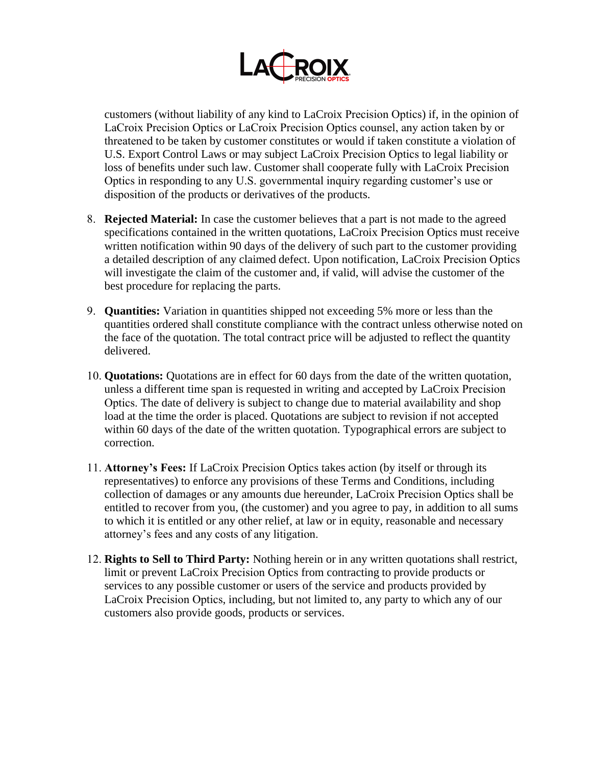customers (without liability of any kind to LaCroix Precision Optics) if, in the opinion of LaCroix Precision Optics or LaCroix Precision Optics counsel, any action taken by or threatened to be taken by customer constitutes or would if taken constitute a violation of U.S. Export Control Laws or may subject LaCroix Precision Optics to legal liability or loss of benefits under such law. Customer shall cooperate fully with LaCroix Precision Optics in responding to any U.S. governmental inquiry regarding customer's use or disposition of the products or derivatives of the products.

8. **Rejected Material:** In case the customer believes that a part is not made to the agreed specifications contained in the written quotations, LaCroix Precision Optics must receive written notification within 90 days of the delivery of such part to the customer providing a detailed description of any claimed defect. Upon notification, LaCroix Precision Optics will investigate the claim of the customer and, if valid, will advise the customer of the best procedure for replacing the parts.

9. **Quantities:** Variation in quantities shipped not exceeding 5% more or less than the quantities ordered shall constitute compliance with the contract unless otherwise noted on the face of the quotation. The total contract price will be adjusted to reflect the quantity delivered.

10. **Quotations:** Quotations are in effect for 60 days from the date of the written quotation, unless a different time span is requested in writing and accepted by LaCroix Precision Optics. The date of delivery is subject to change due to material availability and shop load at the time the order is placed. Quotations are subject to revision if not accepted within 60 days of the date of the written quotation. Typographical errors are subject to correction.

11. **Attorney's Fees:** If LaCroix Precision Optics takes action (by itself or through its representatives) to enforce any provisions of these Terms and Conditions, including collection of damages or any amounts due hereunder, LaCroix Precision Optics shall be entitled to recover from you, (the customer) and you agree to pay, in addition to all sums to which it is entitled or any other relief, at law or in equity, reasonable and necessary attorney's fees and any costs of any litigation.

12. **Rights to Sell to Third Party:** Nothing herein or in any written quotations shall restrict, limit or prevent LaCroix Precision Optics from contracting to provide products or services to any possible customer or users of the service and products provided by LaCroix Precision Optics, including, but not limited to, any party to which any of our customers also provide goods, products or services.